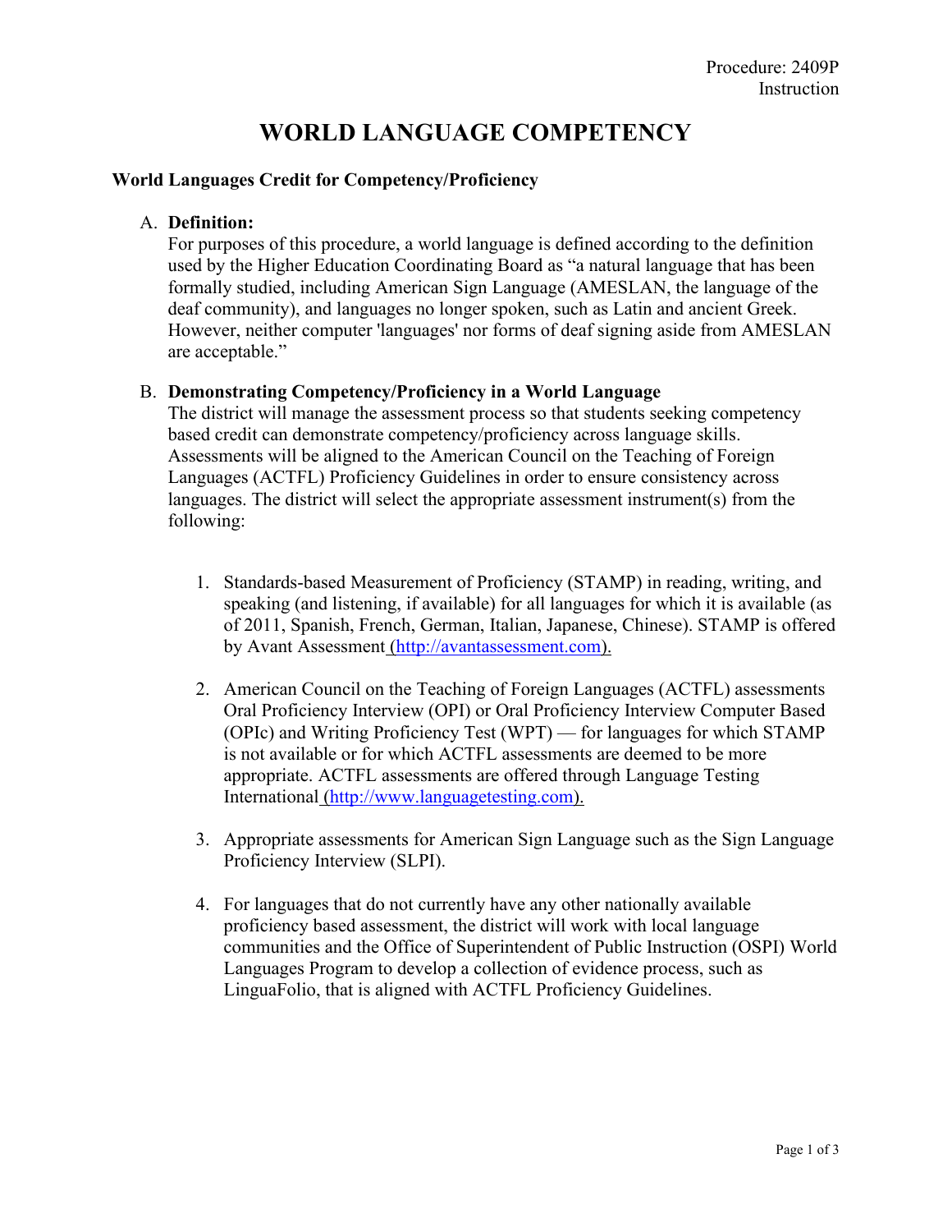Procedure: 2409P
Instruction

# WORLD LANGUAGE COMPETENCY

### World Languages Credit for Competency/Proficiency

A. **Definition:**
For purposes of this procedure, a world language is defined according to the definition used by the Higher Education Coordinating Board as "a natural language that has been formally studied, including American Sign Language (AMESLAN, the language of the deaf community), and languages no longer spoken, such as Latin and ancient Greek. However, neither computer 'languages' nor forms of deaf signing aside from AMESLAN are acceptable."

B. **Demonstrating Competency/Proficiency in a World Language**
The district will manage the assessment process so that students seeking competency based credit can demonstrate competency/proficiency across language skills. Assessments will be aligned to the American Council on the Teaching of Foreign Languages (ACTFL) Proficiency Guidelines in order to ensure consistency across languages. The district will select the appropriate assessment instrument(s) from the following:

1. Standards-based Measurement of Proficiency (STAMP) in reading, writing, and speaking (and listening, if available) for all languages for which it is available (as of 2011, Spanish, French, German, Italian, Japanese, Chinese). STAMP is offered by Avant Assessment (http://avantassessment.com).

2. American Council on the Teaching of Foreign Languages (ACTFL) assessments Oral Proficiency Interview (OPI) or Oral Proficiency Interview Computer Based (OPIc) and Writing Proficiency Test (WPT) — for languages for which STAMP is not available or for which ACTFL assessments are deemed to be more appropriate. ACTFL assessments are offered through Language Testing International (http://www.languagetesting.com).

3. Appropriate assessments for American Sign Language such as the Sign Language Proficiency Interview (SLPI).

4. For languages that do not currently have any other nationally available proficiency based assessment, the district will work with local language communities and the Office of Superintendent of Public Instruction (OSPI) World Languages Program to develop a collection of evidence process, such as LinguaFolio, that is aligned with ACTFL Proficiency Guidelines.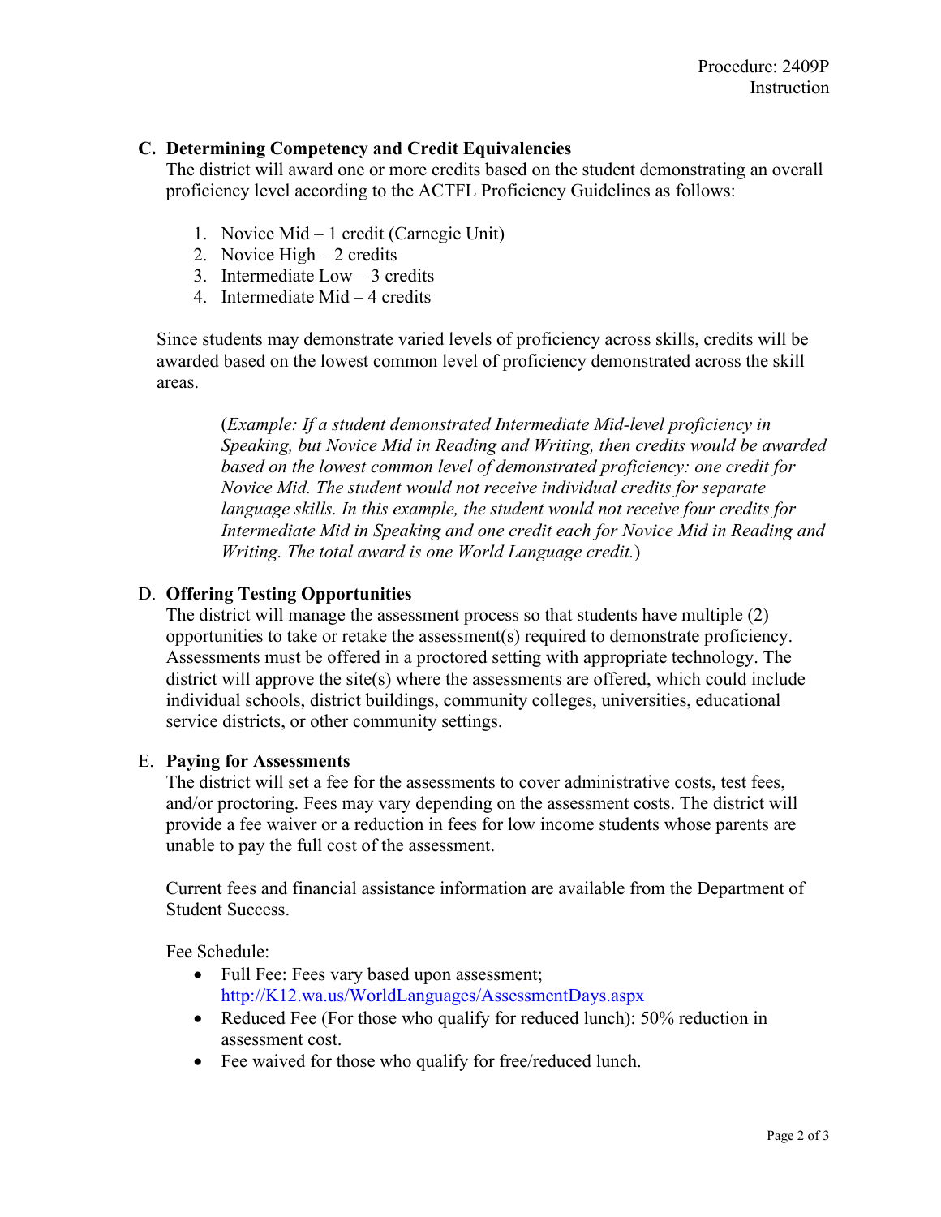### C. Determining Competency and Credit Equivalencies

The district will award one or more credits based on the student demonstrating an overall proficiency level according to the ACTFL Proficiency Guidelines as follows:

1. Novice Mid – 1 credit (Carnegie Unit)
2. Novice High – 2 credits
3. Intermediate Low – 3 credits
4. Intermediate Mid – 4 credits

Since students may demonstrate varied levels of proficiency across skills, credits will be awarded based on the lowest common level of proficiency demonstrated across the skill areas.

> (*Example: If a student demonstrated Intermediate Mid-level proficiency in Speaking, but Novice Mid in Reading and Writing, then credits would be awarded based on the lowest common level of demonstrated proficiency: one credit for Novice Mid. The student would not receive individual credits for separate language skills. In this example, the student would not receive four credits for Intermediate Mid in Speaking and one credit each for Novice Mid in Reading and Writing. The total award is one World Language credit.*)

### D. Offering Testing Opportunities

The district will manage the assessment process so that students have multiple (2) opportunities to take or retake the assessment(s) required to demonstrate proficiency. Assessments must be offered in a proctored setting with appropriate technology. The district will approve the site(s) where the assessments are offered, which could include individual schools, district buildings, community colleges, universities, educational service districts, or other community settings.

### E. Paying for Assessments

The district will set a fee for the assessments to cover administrative costs, test fees, and/or proctoring. Fees may vary depending on the assessment costs. The district will provide a fee waiver or a reduction in fees for low income students whose parents are unable to pay the full cost of the assessment.

Current fees and financial assistance information are available from the Department of Student Success.

Fee Schedule:

- Full Fee: Fees vary based upon assessment; [http://K12.wa.us/WorldLanguages/AssessmentDays.aspx](http://K12.wa.us/WorldLanguages/AssessmentDays.aspx)
- Reduced Fee (For those who qualify for reduced lunch): 50% reduction in assessment cost.
- Fee waived for those who qualify for free/reduced lunch.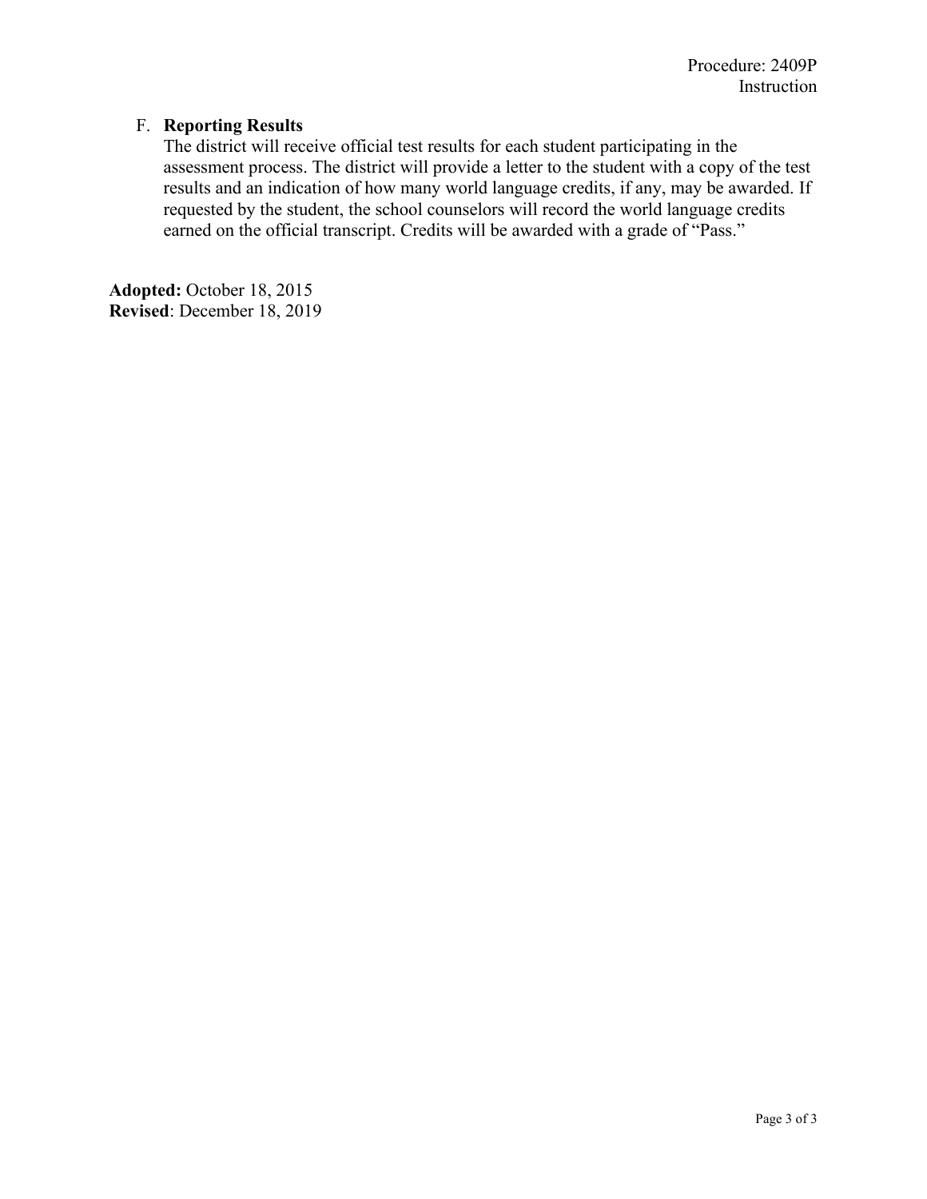F. **Reporting Results**

The district will receive official test results for each student participating in the assessment process. The district will provide a letter to the student with a copy of the test results and an indication of how many world language credits, if any, may be awarded. If requested by the student, the school counselors will record the world language credits earned on the official transcript. Credits will be awarded with a grade of "Pass."

**Adopted:** October 18, 2015
**Revised**: December 18, 2019